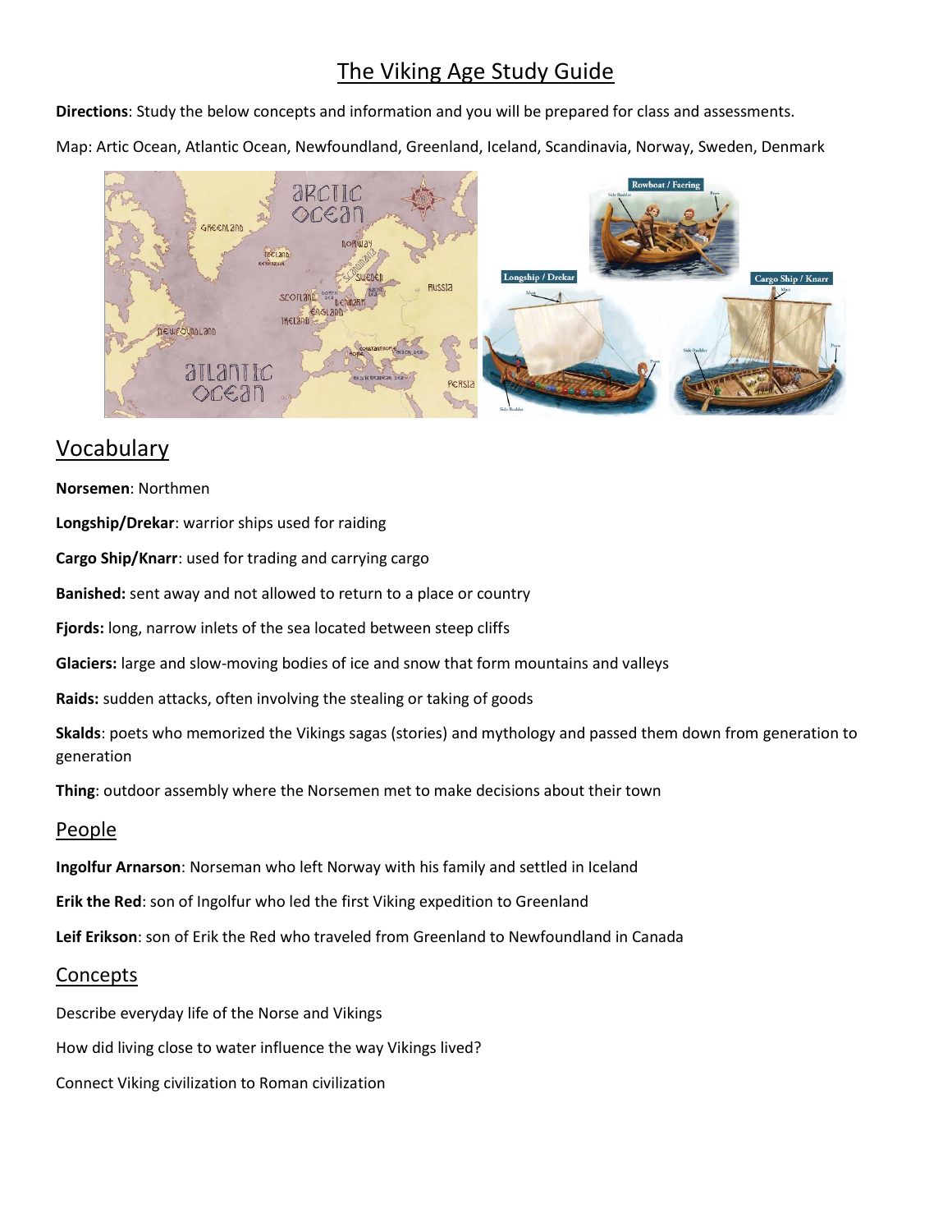# The Viking Age Study Guide

**Directions**: Study the below concepts and information and you will be prepared for class and assessments.

Map: Artic Ocean, Atlantic Ocean, Newfoundland, Greenland, Iceland, Scandinavia, Norway, Sweden, Denmark

## Vocabulary

**Norsemen**: Northmen

**Longship/Drekar**: warrior ships used for raiding

**Cargo Ship/Knarr**: used for trading and carrying cargo

**Banished:** sent away and not allowed to return to a place or country

**Fjords:** long, narrow inlets of the sea located between steep cliffs

**Glaciers:** large and slow-moving bodies of ice and snow that form mountains and valleys

**Raids:** sudden attacks, often involving the stealing or taking of goods

**Skalds**: poets who memorized the Vikings sagas (stories) and mythology and passed them down from generation to generation

**Thing**: outdoor assembly where the Norsemen met to make decisions about their town

## People

**Ingolfur Arnarson**: Norseman who left Norway with his family and settled in Iceland

**Erik the Red**: son of Ingolfur who led the first Viking expedition to Greenland

**Leif Erikson**: son of Erik the Red who traveled from Greenland to Newfoundland in Canada

## Concepts

Describe everyday life of the Norse and Vikings

How did living close to water influence the way Vikings lived?

Connect Viking civilization to Roman civilization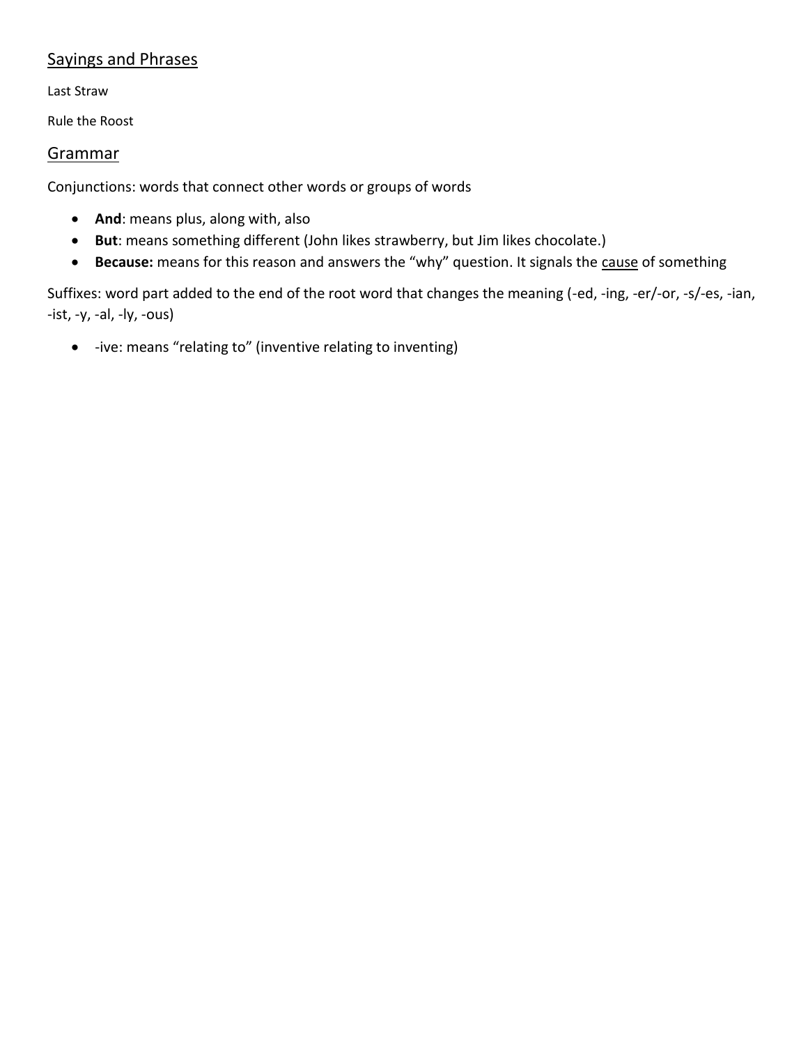## Sayings and Phrases

Last Straw

Rule the Roost

## Grammar

Conjunctions: words that connect other words or groups of words

- **And**: means plus, along with, also
- **But**: means something different (John likes strawberry, but Jim likes chocolate.)
- **Because:** means for this reason and answers the "why" question. It signals the cause of something

Suffixes: word part added to the end of the root word that changes the meaning (-ed, -ing, -er/-or, -s/-es, -ian, -ist, -y, -al, -ly, -ous)

- -ive: means "relating to" (inventive relating to inventing)